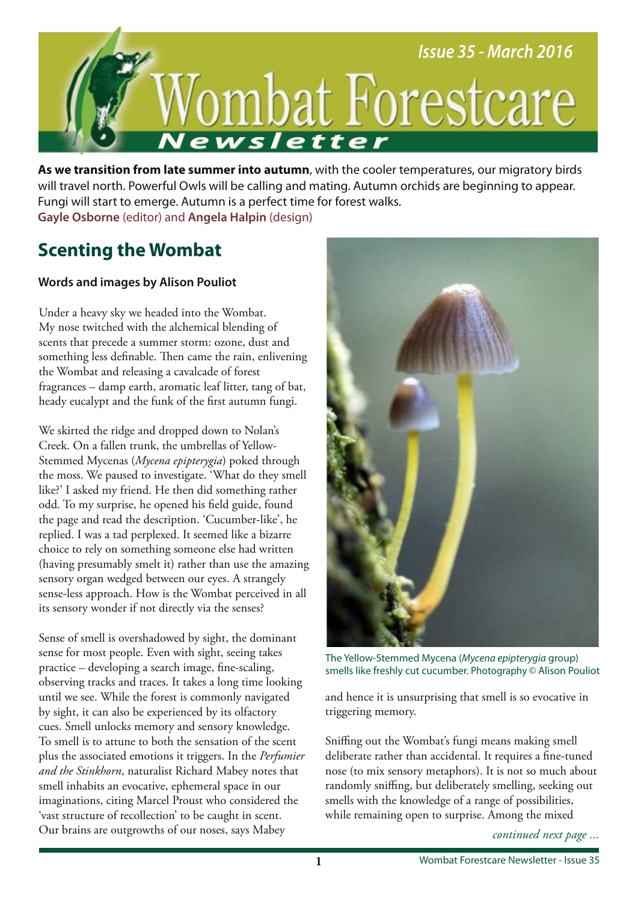# Wombat Forestcare Newsletter

Issue 35 - March 2016

**As we transition from late summer into autumn**, with the cooler temperatures, our migratory birds will travel north. Powerful Owls will be calling and mating. Autumn orchids are beginning to appear. Fungi will start to emerge. Autumn is a perfect time for forest walks.
**Gayle Osborne** (editor) and **Angela Halpin** (design)

## Scenting the Wombat

#### Words and images by Alison Pouliot

Under a heavy sky we headed into the Wombat. My nose twitched with the alchemical blending of scents that precede a summer storm: ozone, dust and something less definable. Then came the rain, enlivening the Wombat and releasing a cavalcade of forest fragrances – damp earth, aromatic leaf litter, tang of bat, heady eucalypt and the funk of the first autumn fungi.

We skirted the ridge and dropped down to Nolan's Creek. On a fallen trunk, the umbrellas of Yellow-Stemmed Mycenas (*Mycena epipterygia*) poked through the moss. We paused to investigate. 'What do they smell like?' I asked my friend. He then did something rather odd. To my surprise, he opened his field guide, found the page and read the description. 'Cucumber-like', he replied. I was a tad perplexed. It seemed like a bizarre choice to rely on something someone else had written (having presumably smelt it) rather than use the amazing sensory organ wedged between our eyes. A strangely sense-less approach. How is the Wombat perceived in all its sensory wonder if not directly via the senses?

Sense of smell is overshadowed by sight, the dominant sense for most people. Even with sight, seeing takes practice – developing a search image, fine-scaling, observing tracks and traces. It takes a long time looking until we see. While the forest is commonly navigated by sight, it can also be experienced by its olfactory cues. Smell unlocks memory and sensory knowledge. To smell is to attune to both the sensation of the scent plus the associated emotions it triggers. In the *Perfumier and the Stinkhorn*, naturalist Richard Mabey notes that smell inhabits an evocative, ephemeral space in our imaginations, citing Marcel Proust who considered the 'vast structure of recollection' to be caught in scent. Our brains are outgrowths of our noses, says Mabey and hence it is unsurprising that smell is so evocative in triggering memory.

The Yellow-Stemmed Mycena (*Mycena epipterygia* group) smells like freshly cut cucumber. Photography © Alison Pouliot

Sniffing out the Wombat's fungi means making smell deliberate rather than accidental. It requires a fine-tuned nose (to mix sensory metaphors). It is not so much about randomly sniffing, but deliberately smelling, seeking out smells with the knowledge of a range of possibilities, while remaining open to surprise. Among the mixed

*continued next page ...*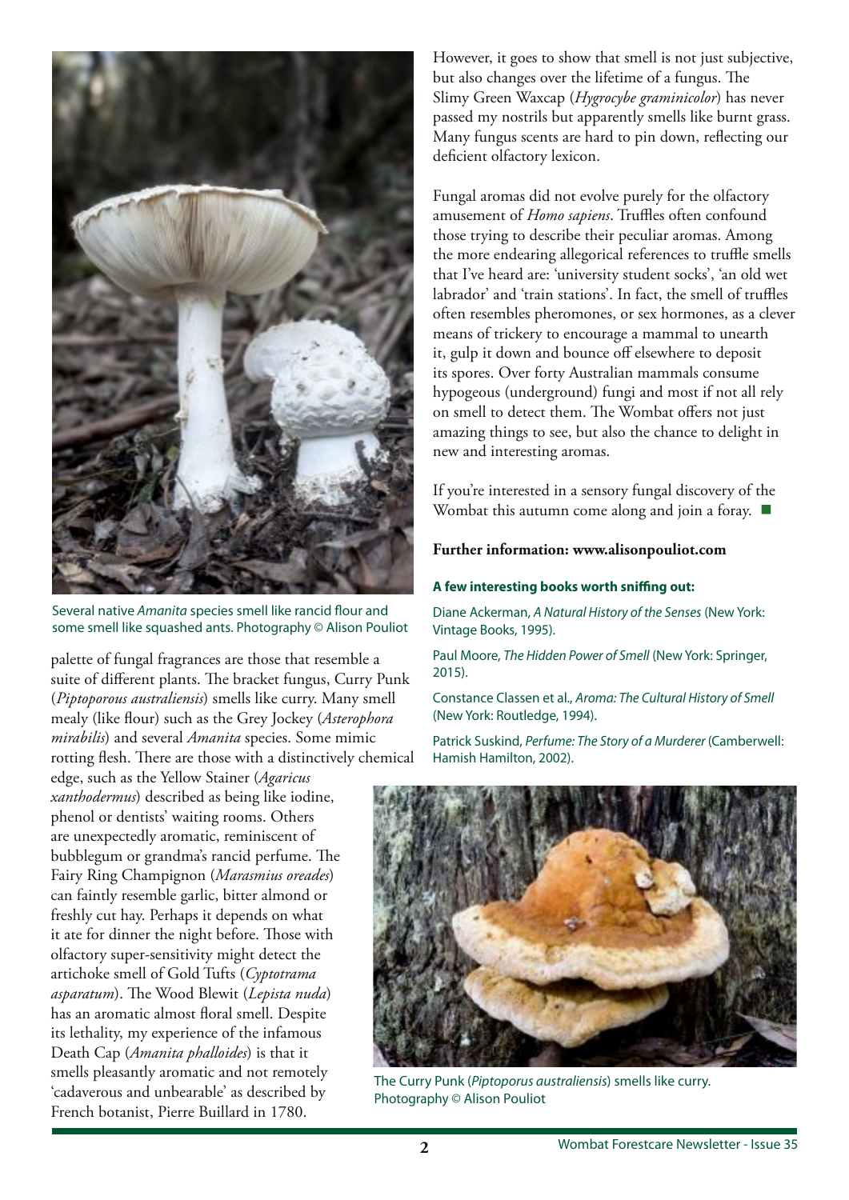Several native *Amanita* species smell like rancid flour and some smell like squashed ants. Photography © Alison Pouliot

palette of fungal fragrances are those that resemble a suite of different plants. The bracket fungus, Curry Punk (*Piptoporous australiensis*) smells like curry. Many smell mealy (like flour) such as the Grey Jockey (*Asterophora mirabilis*) and several *Amanita* species. Some mimic rotting flesh. There are those with a distinctively chemical edge, such as the Yellow Stainer (*Agaricus xanthodermus*) described as being like iodine, phenol or dentists' waiting rooms. Others are unexpectedly aromatic, reminiscent of bubblegum or grandma's rancid perfume. The Fairy Ring Champignon (*Marasmius oreades*) can faintly resemble garlic, bitter almond or freshly cut hay. Perhaps it depends on what it ate for dinner the night before. Those with olfactory super-sensitivity might detect the artichoke smell of Gold Tufts (*Cyptotrama asparatum*). The Wood Blewit (*Lepista nuda*) has an aromatic almost floral smell. Despite its lethality, my experience of the infamous Death Cap (*Amanita phalloides*) is that it smells pleasantly aromatic and not remotely 'cadaverous and unbearable' as described by French botanist, Pierre Buillard in 1780.

However, it goes to show that smell is not just subjective, but also changes over the lifetime of a fungus. The Slimy Green Waxcap (*Hygrocybe graminicolor*) has never passed my nostrils but apparently smells like burnt grass. Many fungus scents are hard to pin down, reflecting our deficient olfactory lexicon.

Fungal aromas did not evolve purely for the olfactory amusement of *Homo sapiens*. Truffles often confound those trying to describe their peculiar aromas. Among the more endearing allegorical references to truffle smells that I've heard are: 'university student socks', 'an old wet labrador' and 'train stations'. In fact, the smell of truffles often resembles pheromones, or sex hormones, as a clever means of trickery to encourage a mammal to unearth it, gulp it down and bounce off elsewhere to deposit its spores. Over forty Australian mammals consume hypogeous (underground) fungi and most if not all rely on smell to detect them. The Wombat offers not just amazing things to see, but also the chance to delight in new and interesting aromas.

If you're interested in a sensory fungal discovery of the Wombat this autumn come along and join a foray. ■

**Further information: www.alisonpouliot.com**

**A few interesting books worth sniffing out:**

Diane Ackerman, *A Natural History of the Senses* (New York: Vintage Books, 1995).

Paul Moore, *The Hidden Power of Smell* (New York: Springer, 2015).

Constance Classen et al., *Aroma: The Cultural History of Smell* (New York: Routledge, 1994).

Patrick Suskind, *Perfume: The Story of a Murderer* (Camberwell: Hamish Hamilton, 2002).

The Curry Punk (*Piptoporus australiensis*) smells like curry. Photography © Alison Pouliot